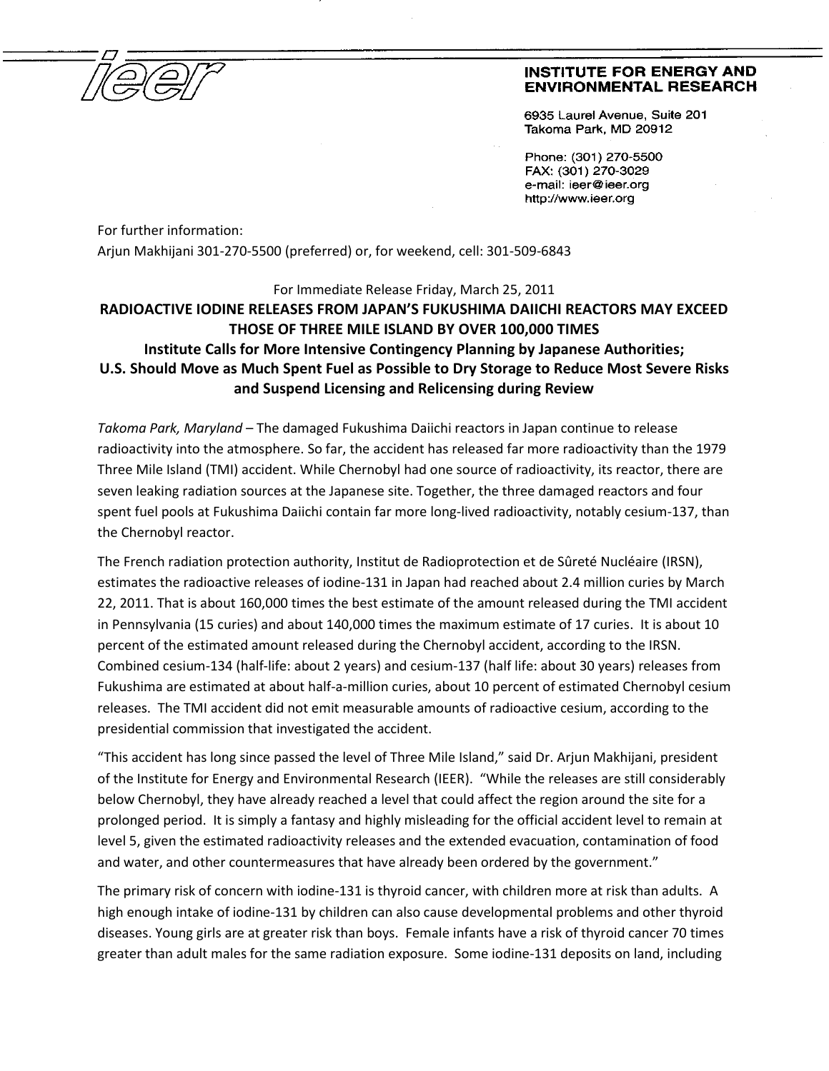**INSTITUTE FOR ENERGY AND ENVIRONMENTAL RESEARCH**

6935 Laurel Avenue, Suite 201
Takoma Park, MD 20912

Phone: (301) 270-5500
FAX: (301) 270-3029
e-mail: ieer@ieer.org
http://www.ieer.org

For further information:
Arjun Makhijani 301-270-5500 (preferred) or, for weekend, cell: 301-509-6843

For Immediate Release Friday, March 25, 2011

# RADIOACTIVE IODINE RELEASES FROM JAPAN'S FUKUSHIMA DAIICHI REACTORS MAY EXCEED THOSE OF THREE MILE ISLAND BY OVER 100,000 TIMES

## Institute Calls for More Intensive Contingency Planning by Japanese Authorities; U.S. Should Move as Much Spent Fuel as Possible to Dry Storage to Reduce Most Severe Risks and Suspend Licensing and Relicensing during Review

*Takoma Park, Maryland* – The damaged Fukushima Daiichi reactors in Japan continue to release radioactivity into the atmosphere. So far, the accident has released far more radioactivity than the 1979 Three Mile Island (TMI) accident. While Chernobyl had one source of radioactivity, its reactor, there are seven leaking radiation sources at the Japanese site. Together, the three damaged reactors and four spent fuel pools at Fukushima Daiichi contain far more long-lived radioactivity, notably cesium-137, than the Chernobyl reactor.

The French radiation protection authority, Institut de Radioprotection et de Sûreté Nucléaire (IRSN), estimates the radioactive releases of iodine-131 in Japan had reached about 2.4 million curies by March 22, 2011. That is about 160,000 times the best estimate of the amount released during the TMI accident in Pennsylvania (15 curies) and about 140,000 times the maximum estimate of 17 curies. It is about 10 percent of the estimated amount released during the Chernobyl accident, according to the IRSN. Combined cesium-134 (half-life: about 2 years) and cesium-137 (half life: about 30 years) releases from Fukushima are estimated at about half-a-million curies, about 10 percent of estimated Chernobyl cesium releases. The TMI accident did not emit measurable amounts of radioactive cesium, according to the presidential commission that investigated the accident.

"This accident has long since passed the level of Three Mile Island," said Dr. Arjun Makhijani, president of the Institute for Energy and Environmental Research (IEER). "While the releases are still considerably below Chernobyl, they have already reached a level that could affect the region around the site for a prolonged period. It is simply a fantasy and highly misleading for the official accident level to remain at level 5, given the estimated radioactivity releases and the extended evacuation, contamination of food and water, and other countermeasures that have already been ordered by the government."

The primary risk of concern with iodine-131 is thyroid cancer, with children more at risk than adults. A high enough intake of iodine-131 by children can also cause developmental problems and other thyroid diseases. Young girls are at greater risk than boys. Female infants have a risk of thyroid cancer 70 times greater than adult males for the same radiation exposure. Some iodine-131 deposits on land, including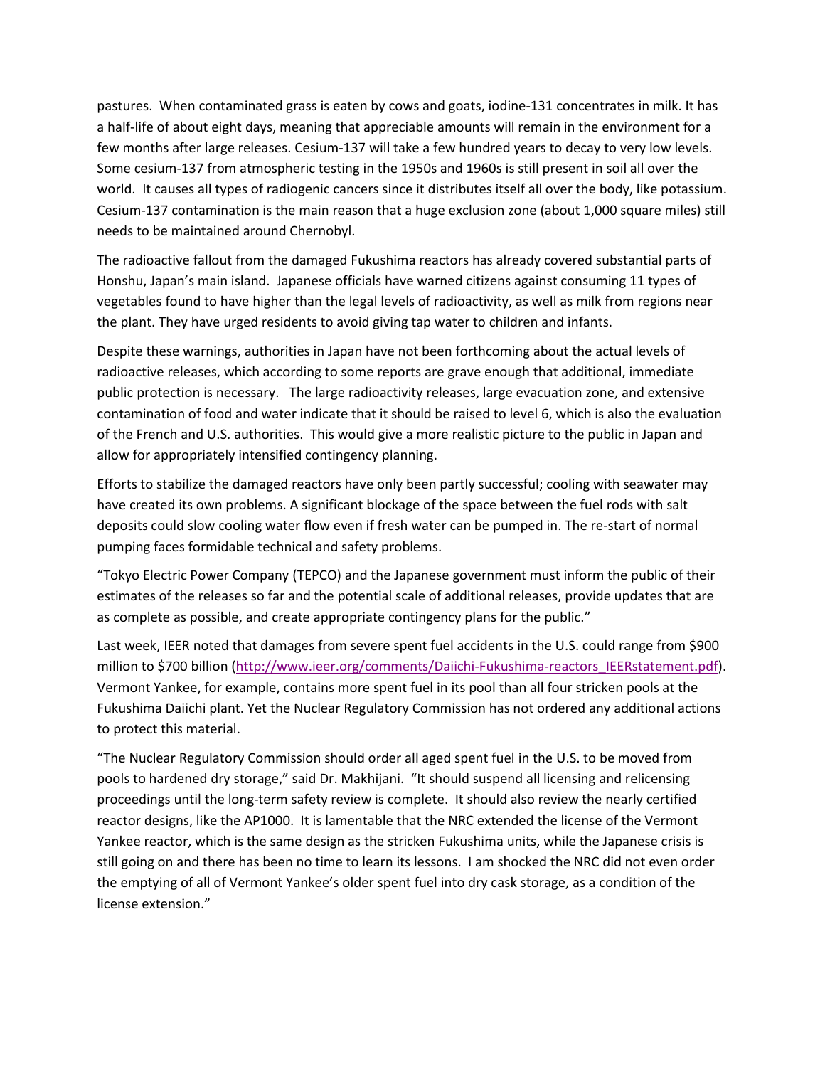pastures. When contaminated grass is eaten by cows and goats, iodine-131 concentrates in milk. It has a half-life of about eight days, meaning that appreciable amounts will remain in the environment for a few months after large releases. Cesium-137 will take a few hundred years to decay to very low levels. Some cesium-137 from atmospheric testing in the 1950s and 1960s is still present in soil all over the world. It causes all types of radiogenic cancers since it distributes itself all over the body, like potassium. Cesium-137 contamination is the main reason that a huge exclusion zone (about 1,000 square miles) still needs to be maintained around Chernobyl.

The radioactive fallout from the damaged Fukushima reactors has already covered substantial parts of Honshu, Japan's main island. Japanese officials have warned citizens against consuming 11 types of vegetables found to have higher than the legal levels of radioactivity, as well as milk from regions near the plant. They have urged residents to avoid giving tap water to children and infants.

Despite these warnings, authorities in Japan have not been forthcoming about the actual levels of radioactive releases, which according to some reports are grave enough that additional, immediate public protection is necessary. The large radioactivity releases, large evacuation zone, and extensive contamination of food and water indicate that it should be raised to level 6, which is also the evaluation of the French and U.S. authorities. This would give a more realistic picture to the public in Japan and allow for appropriately intensified contingency planning.

Efforts to stabilize the damaged reactors have only been partly successful; cooling with seawater may have created its own problems. A significant blockage of the space between the fuel rods with salt deposits could slow cooling water flow even if fresh water can be pumped in. The re-start of normal pumping faces formidable technical and safety problems.

"Tokyo Electric Power Company (TEPCO) and the Japanese government must inform the public of their estimates of the releases so far and the potential scale of additional releases, provide updates that are as complete as possible, and create appropriate contingency plans for the public."

Last week, IEER noted that damages from severe spent fuel accidents in the U.S. could range from $900 million to $700 billion (http://www.ieer.org/comments/Daiichi-Fukushima-reactors_IEERstatement.pdf). Vermont Yankee, for example, contains more spent fuel in its pool than all four stricken pools at the Fukushima Daiichi plant. Yet the Nuclear Regulatory Commission has not ordered any additional actions to protect this material.

"The Nuclear Regulatory Commission should order all aged spent fuel in the U.S. to be moved from pools to hardened dry storage," said Dr. Makhijani. "It should suspend all licensing and relicensing proceedings until the long-term safety review is complete. It should also review the nearly certified reactor designs, like the AP1000. It is lamentable that the NRC extended the license of the Vermont Yankee reactor, which is the same design as the stricken Fukushima units, while the Japanese crisis is still going on and there has been no time to learn its lessons. I am shocked the NRC did not even order the emptying of all of Vermont Yankee's older spent fuel into dry cask storage, as a condition of the license extension."